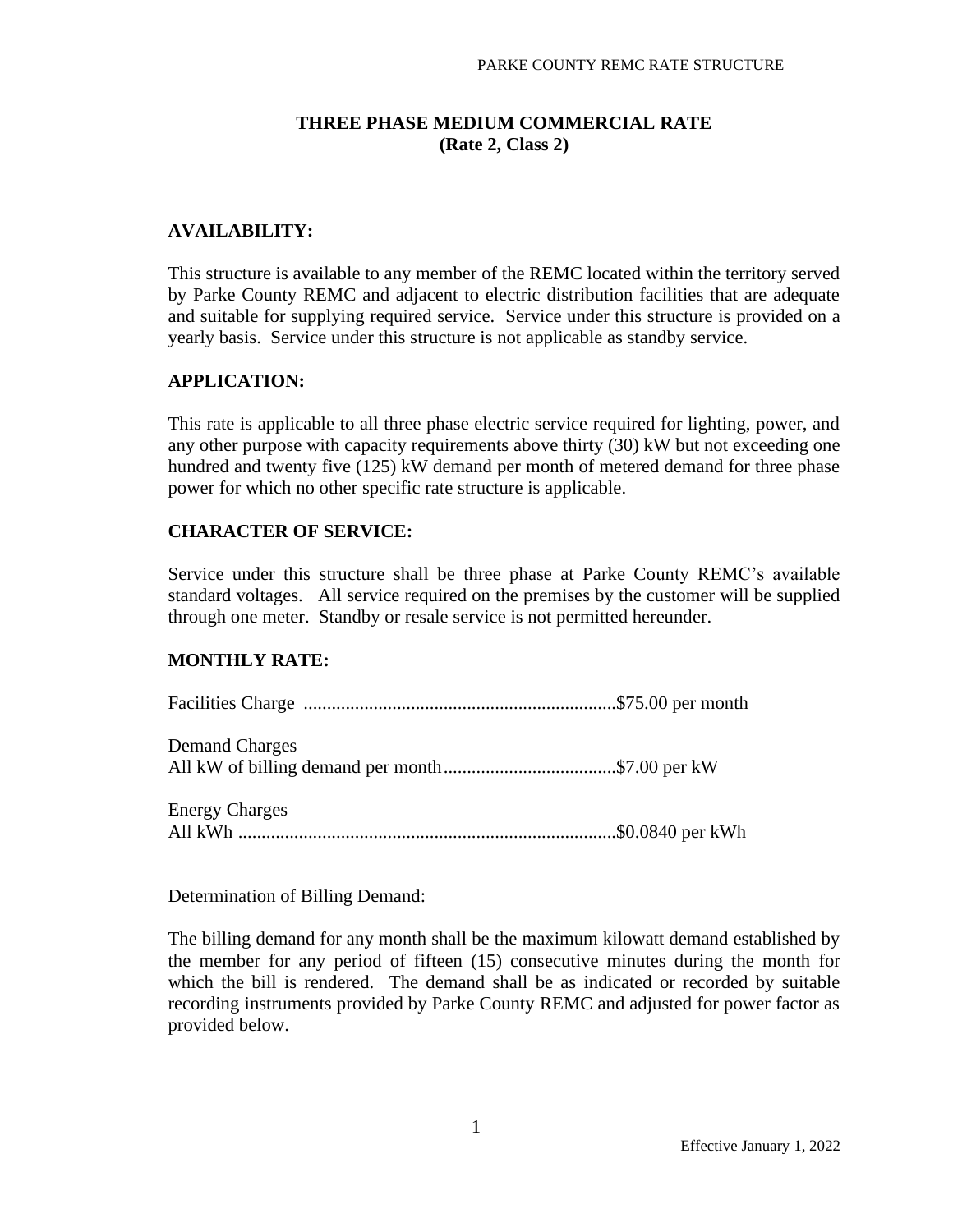# THREE PHASE MEDIUM COMMERCIAL RATE
## (Rate 2, Class 2)

### AVAILABILITY:

This structure is available to any member of the REMC located within the territory served by Parke County REMC and adjacent to electric distribution facilities that are adequate and suitable for supplying required service. Service under this structure is provided on a yearly basis. Service under this structure is not applicable as standby service.

### APPLICATION:

This rate is applicable to all three phase electric service required for lighting, power, and any other purpose with capacity requirements above thirty (30) kW but not exceeding one hundred and twenty five (125) kW demand per month of metered demand for three phase power for which no other specific rate structure is applicable.

### CHARACTER OF SERVICE:

Service under this structure shall be three phase at Parke County REMC's available standard voltages. All service required on the premises by the customer will be supplied through one meter. Standby or resale service is not permitted hereunder.

### MONTHLY RATE:

Facilities Charge ..................................................................$75.00 per month

Demand Charges
All kW of billing demand per month....................................$7.00 per kW

Energy Charges
All kWh ...............................................................................$0.0840 per kWh

Determination of Billing Demand:

The billing demand for any month shall be the maximum kilowatt demand established by the member for any period of fifteen (15) consecutive minutes during the month for which the bill is rendered. The demand shall be as indicated or recorded by suitable recording instruments provided by Parke County REMC and adjusted for power factor as provided below.

Effective January 1, 2022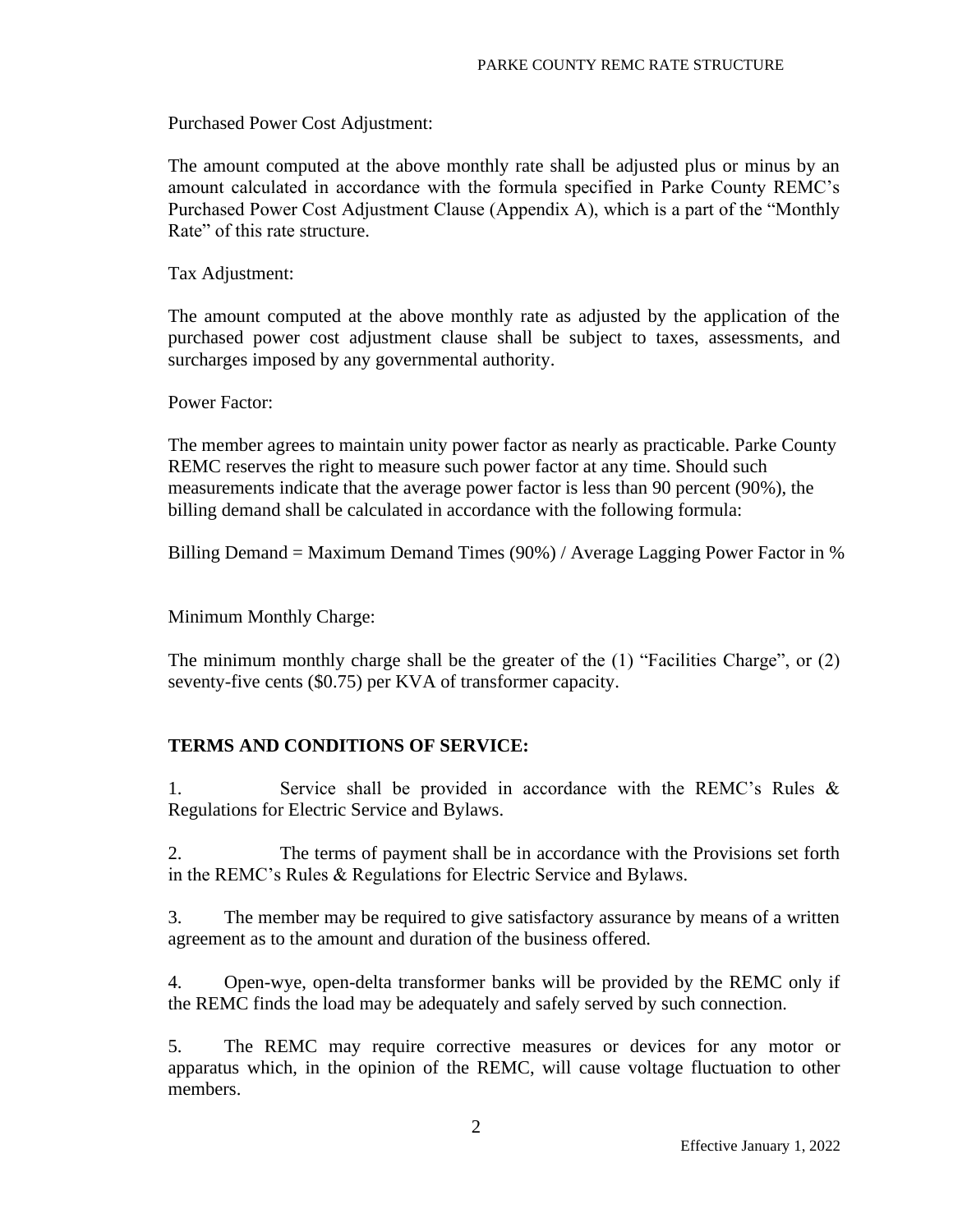Purchased Power Cost Adjustment:

The amount computed at the above monthly rate shall be adjusted plus or minus by an amount calculated in accordance with the formula specified in Parke County REMC's Purchased Power Cost Adjustment Clause (Appendix A), which is a part of the "Monthly Rate" of this rate structure.

Tax Adjustment:

The amount computed at the above monthly rate as adjusted by the application of the purchased power cost adjustment clause shall be subject to taxes, assessments, and surcharges imposed by any governmental authority.

Power Factor:

The member agrees to maintain unity power factor as nearly as practicable. Parke County REMC reserves the right to measure such power factor at any time. Should such measurements indicate that the average power factor is less than 90 percent (90%), the billing demand shall be calculated in accordance with the following formula:

Billing Demand = Maximum Demand Times (90%) / Average Lagging Power Factor in %

Minimum Monthly Charge:

The minimum monthly charge shall be the greater of the (1) "Facilities Charge", or (2) seventy-five cents ($0.75) per KVA of transformer capacity.

**TERMS AND CONDITIONS OF SERVICE:**

1. Service shall be provided in accordance with the REMC's Rules & Regulations for Electric Service and Bylaws.

2. The terms of payment shall be in accordance with the Provisions set forth in the REMC's Rules & Regulations for Electric Service and Bylaws.

3. The member may be required to give satisfactory assurance by means of a written agreement as to the amount and duration of the business offered.

4. Open-wye, open-delta transformer banks will be provided by the REMC only if the REMC finds the load may be adequately and safely served by such connection.

5. The REMC may require corrective measures or devices for any motor or apparatus which, in the opinion of the REMC, will cause voltage fluctuation to other members.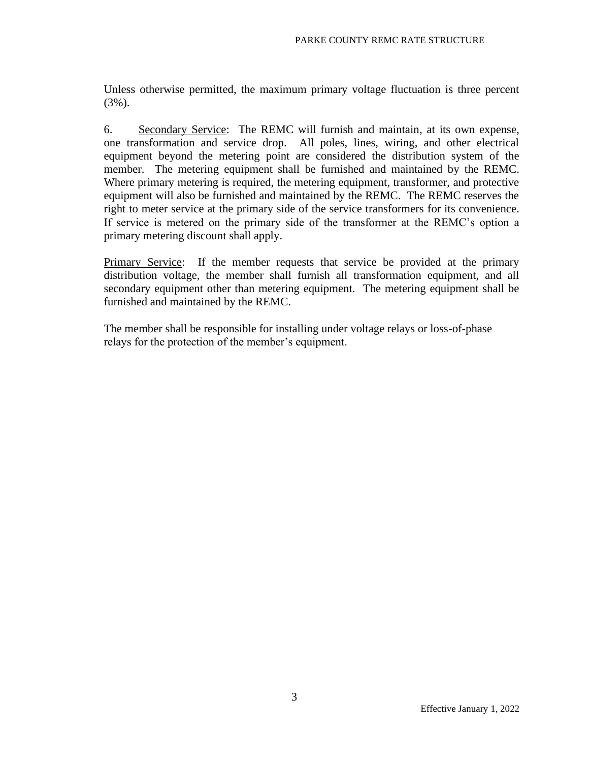Unless otherwise permitted, the maximum primary voltage fluctuation is three percent (3%).

6. <u>Secondary Service</u>: The REMC will furnish and maintain, at its own expense, one transformation and service drop. All poles, lines, wiring, and other electrical equipment beyond the metering point are considered the distribution system of the member. The metering equipment shall be furnished and maintained by the REMC. Where primary metering is required, the metering equipment, transformer, and protective equipment will also be furnished and maintained by the REMC. The REMC reserves the right to meter service at the primary side of the service transformers for its convenience. If service is metered on the primary side of the transformer at the REMC's option a primary metering discount shall apply.

<u>Primary Service</u>: If the member requests that service be provided at the primary distribution voltage, the member shall furnish all transformation equipment, and all secondary equipment other than metering equipment. The metering equipment shall be furnished and maintained by the REMC.

The member shall be responsible for installing under voltage relays or loss-of-phase relays for the protection of the member's equipment.